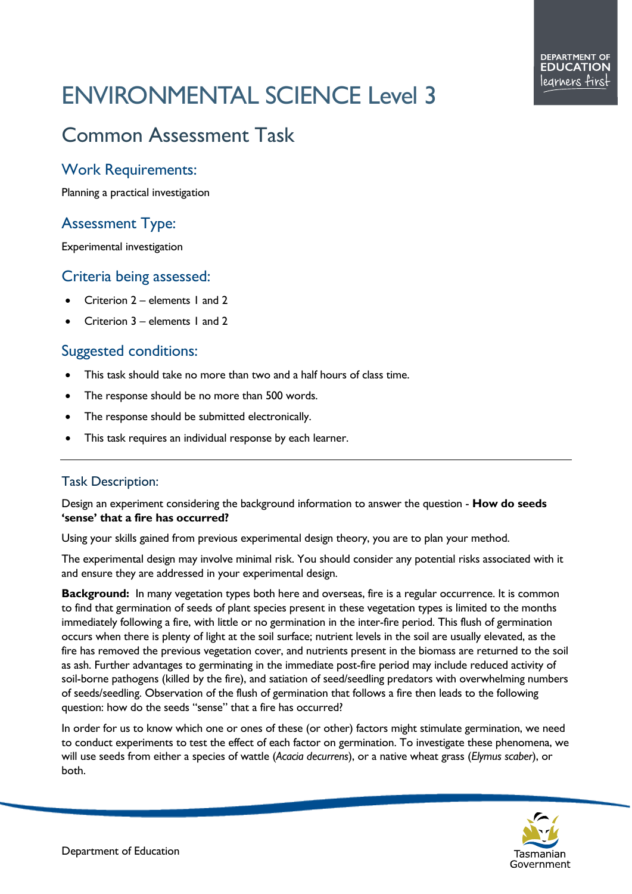# ENVIRONMENTAL SCIENCE Level 3

## Common Assessment Task

### Work Requirements:

Planning a practical investigation

### Assessment Type:

Experimental investigation

### Criteria being assessed:

- Criterion 2 – elements 1 and 2
- Criterion 3 – elements 1 and 2

### Suggested conditions:

- This task should take no more than two and a half hours of class time.
- The response should be no more than 500 words.
- The response should be submitted electronically.
- This task requires an individual response by each learner.

---

### Task Description:

Design an experiment considering the background information to answer the question - **How do seeds 'sense' that a fire has occurred?**

Using your skills gained from previous experimental design theory, you are to plan your method.

The experimental design may involve minimal risk. You should consider any potential risks associated with it and ensure they are addressed in your experimental design.

**Background:** In many vegetation types both here and overseas, fire is a regular occurrence. It is common to find that germination of seeds of plant species present in these vegetation types is limited to the months immediately following a fire, with little or no germination in the inter-fire period. This flush of germination occurs when there is plenty of light at the soil surface; nutrient levels in the soil are usually elevated, as the fire has removed the previous vegetation cover, and nutrients present in the biomass are returned to the soil as ash. Further advantages to germinating in the immediate post-fire period may include reduced activity of soil-borne pathogens (killed by the fire), and satiation of seed/seedling predators with overwhelming numbers of seeds/seedling. Observation of the flush of germination that follows a fire then leads to the following question: how do the seeds "sense" that a fire has occurred?

In order for us to know which one or ones of these (or other) factors might stimulate germination, we need to conduct experiments to test the effect of each factor on germination. To investigate these phenomena, we will use seeds from either a species of wattle (*Acacia decurrens*), or a native wheat grass (*Elymus scaber*), or both.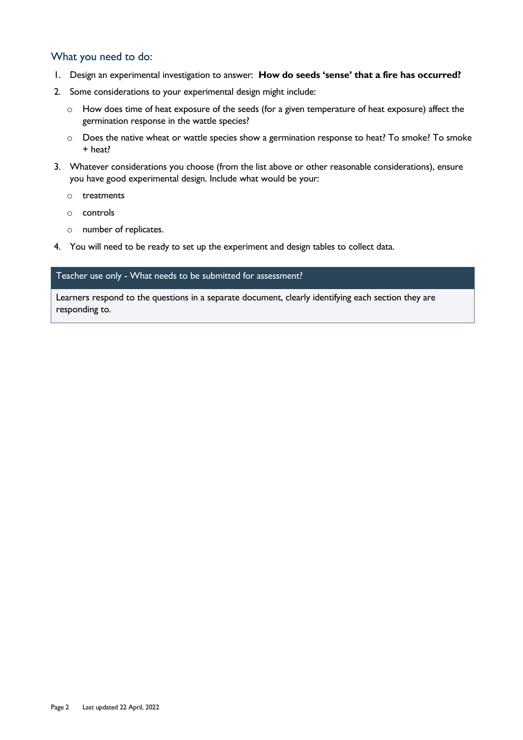## What you need to do:

1. Design an experimental investigation to answer: **How do seeds 'sense' that a fire has occurred?**
2. Some considerations to your experimental design might include:
   - How does time of heat exposure of the seeds (for a given temperature of heat exposure) affect the germination response in the wattle species?
   - Does the native wheat or wattle species show a germination response to heat? To smoke? To smoke + heat?
3. Whatever considerations you choose (from the list above or other reasonable considerations), ensure you have good experimental design. Include what would be your:
   - treatments
   - controls
   - number of replicates.
4. You will need to be ready to set up the experiment and design tables to collect data.

| Teacher use only - What needs to be submitted for assessment? |
| --- |
| Learners respond to the questions in a separate document, clearly identifying each section they are responding to. |